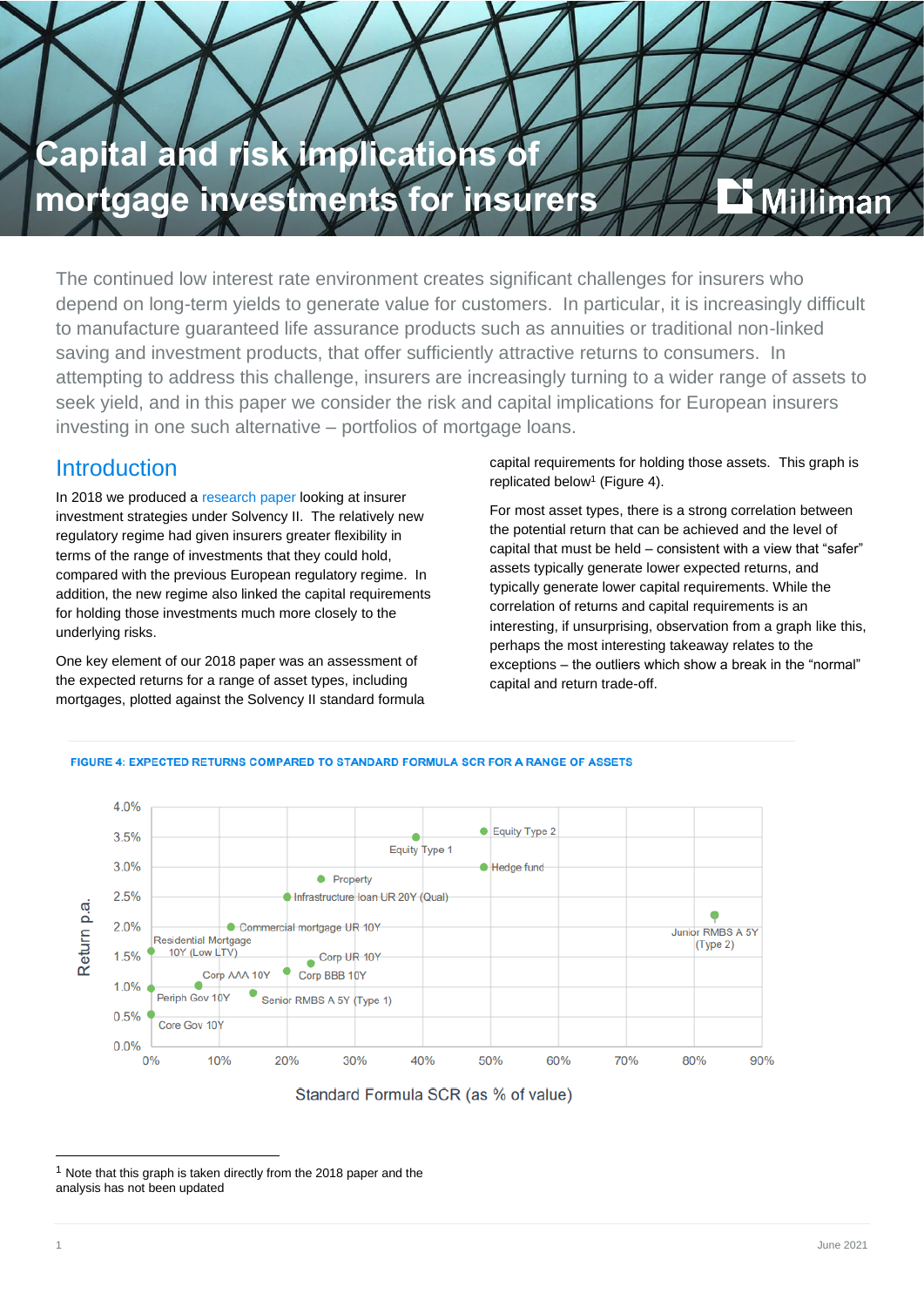# Capital and risk implications of mortgage investments for insurers

The continued low interest rate environment creates significant challenges for insurers who depend on long-term yields to generate value for customers. In particular, it is increasingly difficult to manufacture guaranteed life assurance products such as annuities or traditional non-linked saving and investment products, that offer sufficiently attractive returns to consumers. In attempting to address this challenge, insurers are increasingly turning to a wider range of assets to seek yield, and in this paper we consider the risk and capital implications for European insurers investing in one such alternative – portfolios of mortgage loans.

## Introduction

In 2018 we produced a research paper looking at insurer investment strategies under Solvency II. The relatively new regulatory regime had given insurers greater flexibility in terms of the range of investments that they could hold, compared with the previous European regulatory regime. In addition, the new regime also linked the capital requirements for holding those investments much more closely to the underlying risks.

One key element of our 2018 paper was an assessment of the expected returns for a range of asset types, including mortgages, plotted against the Solvency II standard formula capital requirements for holding those assets. This graph is replicated below[1] (Figure 4).

For most asset types, there is a strong correlation between the potential return that can be achieved and the level of capital that must be held – consistent with a view that "safer" assets typically generate lower expected returns, and typically generate lower capital requirements. While the correlation of returns and capital requirements is an interesting, if unsurprising, observation from a graph like this, perhaps the most interesting takeaway relates to the exceptions – the outliers which show a break in the "normal" capital and return trade-off.

**FIGURE 4: EXPECTED RETURNS COMPARED TO STANDARD FORMULA SCR FOR A RANGE OF ASSETS**

| Asset | Standard Formula SCR (as % of value) (approx.) | Return p.a. (approx.) |
|---|---|---|
| Core Gov 10Y | 0% | 0.5% |
| Periph Gov 10Y | 0% | 1.0% |
| Residential Mortgage 10Y (Low LTV) | 0% | 1.6% |
| Corp AAA 10Y | 7% | 1.0% |
| Commercial mortgage UR 10Y | 12% | 2.0% |
| Senior RMBS A 5Y (Type 1) | 15% | 0.9% |
| Corp BBB 10Y | 20% | 1.2% |
| Corp UR 10Y | 24% | 1.4% |
| Infrastructure loan UR 20Y (Qual) | 20% | 2.5% |
| Property | 25% | 2.8% |
| Equity Type 1 | 39% | 3.4% |
| Equity Type 2 | 49% | 3.5% |
| Hedge fund | 49% | 3.0% |
| Junior RMBS A 5Y (Type 2) | 83% | 2.0% |

[1] Note that this graph is taken directly from the 2018 paper and the analysis has not been updated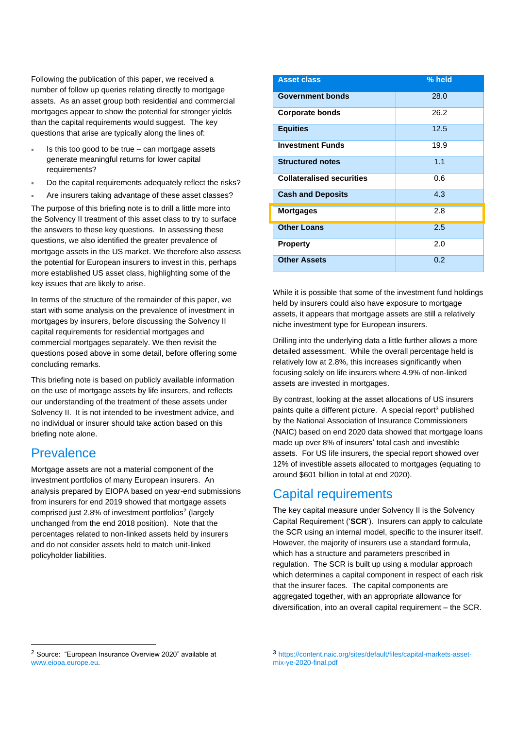Following the publication of this paper, we received a number of follow up queries relating directly to mortgage assets. As an asset group both residential and commercial mortgages appear to show the potential for stronger yields than the capital requirements would suggest. The key questions that arise are typically along the lines of:

- Is this too good to be true – can mortgage assets generate meaningful returns for lower capital requirements?
- Do the capital requirements adequately reflect the risks?
- Are insurers taking advantage of these asset classes?

The purpose of this briefing note is to drill a little more into the Solvency II treatment of this asset class to try to surface the answers to these key questions. In assessing these questions, we also identified the greater prevalence of mortgage assets in the US market. We therefore also assess the potential for European insurers to invest in this, perhaps more established US asset class, highlighting some of the key issues that are likely to arise.

In terms of the structure of the remainder of this paper, we start with some analysis on the prevalence of investment in mortgages by insurers, before discussing the Solvency II capital requirements for residential mortgages and commercial mortgages separately. We then revisit the questions posed above in some detail, before offering some concluding remarks.

This briefing note is based on publicly available information on the use of mortgage assets by life insurers, and reflects our understanding of the treatment of these assets under Solvency II. It is not intended to be investment advice, and no individual or insurer should take action based on this briefing note alone.

## Prevalence

Mortgage assets are not a material component of the investment portfolios of many European insurers. An analysis prepared by EIOPA based on year-end submissions from insurers for end 2019 showed that mortgage assets comprised just 2.8% of investment portfolios[2] (largely unchanged from the end 2018 position). Note that the percentages related to non-linked assets held by insurers and do not consider assets held to match unit-linked policyholder liabilities.

| Asset class | % held |
| --- | --- |
| **Government bonds** | 28.0 |
| **Corporate bonds** | 26.2 |
| **Equities** | 12.5 |
| **Investment Funds** | 19.9 |
| **Structured notes** | 1.1 |
| **Collateralised securities** | 0.6 |
| **Cash and Deposits** | 4.3 |
| **Mortgages** | 2.8 |
| **Other Loans** | 2.5 |
| **Property** | 2.0 |
| **Other Assets** | 0.2 |

While it is possible that some of the investment fund holdings held by insurers could also have exposure to mortgage assets, it appears that mortgage assets are still a relatively niche investment type for European insurers.

Drilling into the underlying data a little further allows a more detailed assessment. While the overall percentage held is relatively low at 2.8%, this increases significantly when focusing solely on life insurers where 4.9% of non-linked assets are invested in mortgages.

By contrast, looking at the asset allocations of US insurers paints quite a different picture. A special report[3] published by the National Association of Insurance Commissioners (NAIC) based on end 2020 data showed that mortgage loans made up over 8% of insurers' total cash and investible assets. For US life insurers, the special report showed over 12% of investible assets allocated to mortgages (equating to around $601 billion in total at end 2020).

## Capital requirements

The key capital measure under Solvency II is the Solvency Capital Requirement ('**SCR**'). Insurers can apply to calculate the SCR using an internal model, specific to the insurer itself. However, the majority of insurers use a standard formula, which has a structure and parameters prescribed in regulation. The SCR is built up using a modular approach which determines a capital component in respect of each risk that the insurer faces. The capital components are aggregated together, with an appropriate allowance for diversification, into an overall capital requirement – the SCR.

[2] Source: "European Insurance Overview 2020" available at www.eiopa.europa.eu.

[3] https://content.naic.org/sites/default/files/capital-markets-asset-mix-ye-2020-final.pdf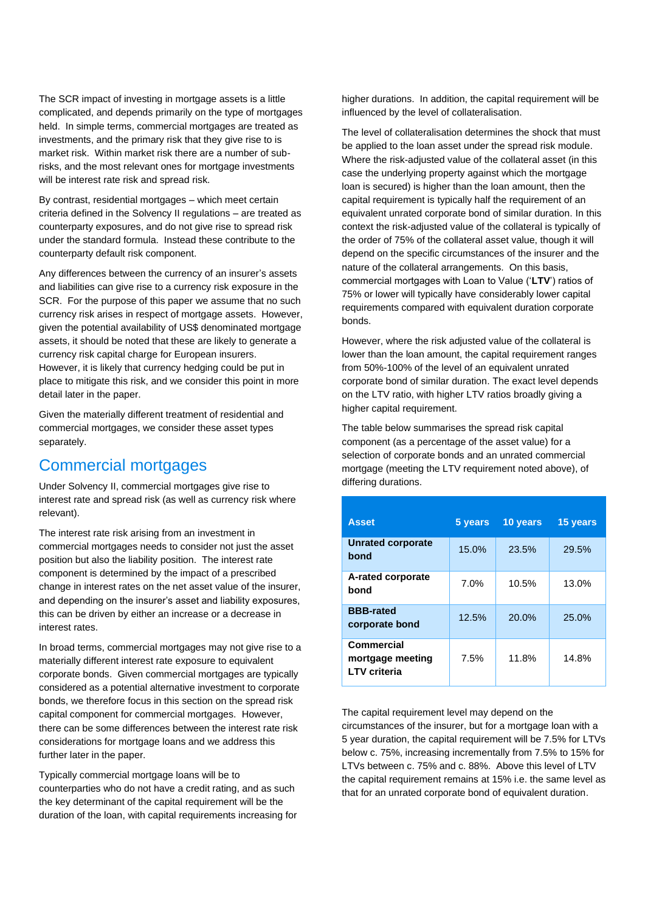The SCR impact of investing in mortgage assets is a little complicated, and depends primarily on the type of mortgages held. In simple terms, commercial mortgages are treated as investments, and the primary risk that they give rise to is market risk. Within market risk there are a number of sub-risks, and the most relevant ones for mortgage investments will be interest rate risk and spread risk.

By contrast, residential mortgages – which meet certain criteria defined in the Solvency II regulations – are treated as counterparty exposures, and do not give rise to spread risk under the standard formula. Instead these contribute to the counterparty default risk component.

Any differences between the currency of an insurer's assets and liabilities can give rise to a currency risk exposure in the SCR. For the purpose of this paper we assume that no such currency risk arises in respect of mortgage assets. However, given the potential availability of US$ denominated mortgage assets, it should be noted that these are likely to generate a currency risk capital charge for European insurers. However, it is likely that currency hedging could be put in place to mitigate this risk, and we consider this point in more detail later in the paper.

Given the materially different treatment of residential and commercial mortgages, we consider these asset types separately.

## Commercial mortgages

Under Solvency II, commercial mortgages give rise to interest rate and spread risk (as well as currency risk where relevant).

The interest rate risk arising from an investment in commercial mortgages needs to consider not just the asset position but also the liability position. The interest rate component is determined by the impact of a prescribed change in interest rates on the net asset value of the insurer, and depending on the insurer's asset and liability exposures, this can be driven by either an increase or a decrease in interest rates.

In broad terms, commercial mortgages may not give rise to a materially different interest rate exposure to equivalent corporate bonds. Given commercial mortgages are typically considered as a potential alternative investment to corporate bonds, we therefore focus in this section on the spread risk capital component for commercial mortgages. However, there can be some differences between the interest rate risk considerations for mortgage loans and we address this further later in the paper.

Typically commercial mortgage loans will be to counterparties who do not have a credit rating, and as such the key determinant of the capital requirement will be the duration of the loan, with capital requirements increasing for higher durations. In addition, the capital requirement will be influenced by the level of collateralisation.

The level of collateralisation determines the shock that must be applied to the loan asset under the spread risk module. Where the risk-adjusted value of the collateral asset (in this case the underlying property against which the mortgage loan is secured) is higher than the loan amount, then the capital requirement is typically half the requirement of an equivalent unrated corporate bond of similar duration. In this context the risk-adjusted value of the collateral is typically of the order of 75% of the collateral asset value, though it will depend on the specific circumstances of the insurer and the nature of the collateral arrangements. On this basis, commercial mortgages with Loan to Value ('**LTV**') ratios of 75% or lower will typically have considerably lower capital requirements compared with equivalent duration corporate bonds.

However, where the risk adjusted value of the collateral is lower than the loan amount, the capital requirement ranges from 50%-100% of the level of an equivalent unrated corporate bond of similar duration. The exact level depends on the LTV ratio, with higher LTV ratios broadly giving a higher capital requirement.

The table below summarises the spread risk capital component (as a percentage of the asset value) for a selection of corporate bonds and an unrated commercial mortgage (meeting the LTV requirement noted above), of differing durations.

| Asset | 5 years | 10 years | 15 years |
|---|---|---|---|
| **Unrated corporate bond** | 15.0% | 23.5% | 29.5% |
| **A-rated corporate bond** | 7.0% | 10.5% | 13.0% |
| **BBB-rated corporate bond** | 12.5% | 20.0% | 25.0% |
| **Commercial mortgage meeting LTV criteria** | 7.5% | 11.8% | 14.8% |

The capital requirement level may depend on the circumstances of the insurer, but for a mortgage loan with a 5 year duration, the capital requirement will be 7.5% for LTVs below c. 75%, increasing incrementally from 7.5% to 15% for LTVs between c. 75% and c. 88%. Above this level of LTV the capital requirement remains at 15% i.e. the same level as that for an unrated corporate bond of equivalent duration.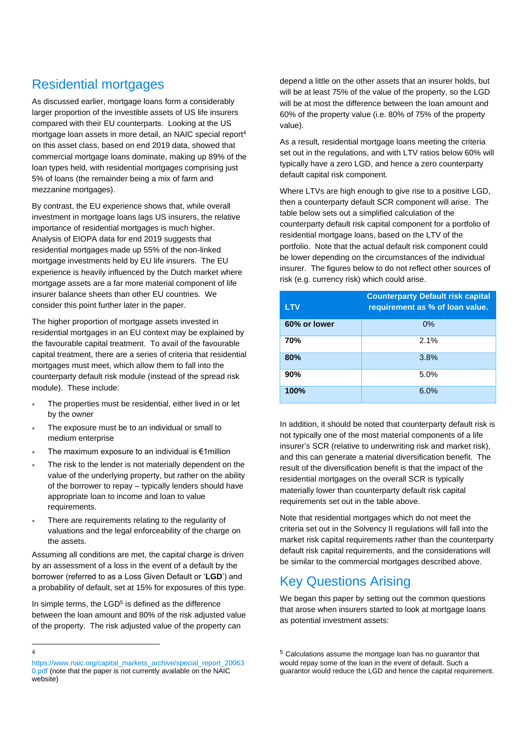## Residential mortgages

As discussed earlier, mortgage loans form a considerably larger proportion of the investible assets of US life insurers compared with their EU counterparts. Looking at the US mortgage loan assets in more detail, an NAIC special report[4] on this asset class, based on end 2019 data, showed that commercial mortgage loans dominate, making up 89% of the loan types held, with residential mortgages comprising just 5% of loans (the remainder being a mix of farm and mezzanine mortgages).

By contrast, the EU experience shows that, while overall investment in mortgage loans lags US insurers, the relative importance of residential mortgages is much higher. Analysis of EIOPA data for end 2019 suggests that residential mortgages made up 55% of the non-linked mortgage investments held by EU life insurers. The EU experience is heavily influenced by the Dutch market where mortgage assets are a far more material component of life insurer balance sheets than other EU countries. We consider this point further later in the paper.

The higher proportion of mortgage assets invested in residential mortgages in an EU context may be explained by the favourable capital treatment. To avail of the favourable capital treatment, there are a series of criteria that residential mortgages must meet, which allow them to fall into the counterparty default risk module (instead of the spread risk module). These include:

- The properties must be residential, either lived in or let by the owner
- The exposure must be to an individual or small to medium enterprise
- The maximum exposure to an individual is €1million
- The risk to the lender is not materially dependent on the value of the underlying property, but rather on the ability of the borrower to repay – typically lenders should have appropriate loan to income and loan to value requirements.
- There are requirements relating to the regularity of valuations and the legal enforceability of the charge on the assets.

Assuming all conditions are met, the capital charge is driven by an assessment of a loss in the event of a default by the borrower (referred to as a Loss Given Default or '**LGD**') and a probability of default, set at 15% for exposures of this type.

In simple terms, the LGD[5] is defined as the difference between the loan amount and 80% of the risk adjusted value of the property. The risk adjusted value of the property can depend a little on the other assets that an insurer holds, but will be at least 75% of the value of the property, so the LGD will be at most the difference between the loan amount and 60% of the property value (i.e. 80% of 75% of the property value).

As a result, residential mortgage loans meeting the criteria set out in the regulations, and with LTV ratios below 60% will typically have a zero LGD, and hence a zero counterparty default capital risk component.

Where LTVs are high enough to give rise to a positive LGD, then a counterparty default SCR component will arise. The table below sets out a simplified calculation of the counterparty default risk capital component for a portfolio of residential mortgage loans, based on the LTV of the portfolio. Note that the actual default risk component could be lower depending on the circumstances of the individual insurer. The figures below to do not reflect other sources of risk (e.g. currency risk) which could arise.

| LTV | Counterparty Default risk capital requirement as % of loan value. |
|---|---|
| **60% or lower** | 0% |
| **70%** | 2.1% |
| **80%** | 3.8% |
| **90%** | 5.0% |
| **100%** | 6.0% |

In addition, it should be noted that counterparty default risk is not typically one of the most material components of a life insurer's SCR (relative to underwriting risk and market risk), and this can generate a material diversification benefit. The result of the diversification benefit is that the impact of the residential mortgages on the overall SCR is typically materially lower than counterparty default risk capital requirements set out in the table above.

Note that residential mortgages which do not meet the criteria set out in the Solvency II regulations will fall into the market risk capital requirements rather than the counterparty default risk capital requirements, and the considerations will be similar to the commercial mortgages described above.

## Key Questions Arising

We began this paper by setting out the common questions that arose when insurers started to look at mortgage loans as potential investment assets:

---

[4] https://www.naic.org/capital_markets_archive/special_report_200630.pdf (note that the paper is not currently available on the NAIC website)

[5] Calculations assume the mortgage loan has no guarantor that would repay some of the loan in the event of default. Such a guarantor would reduce the LGD and hence the capital requirement.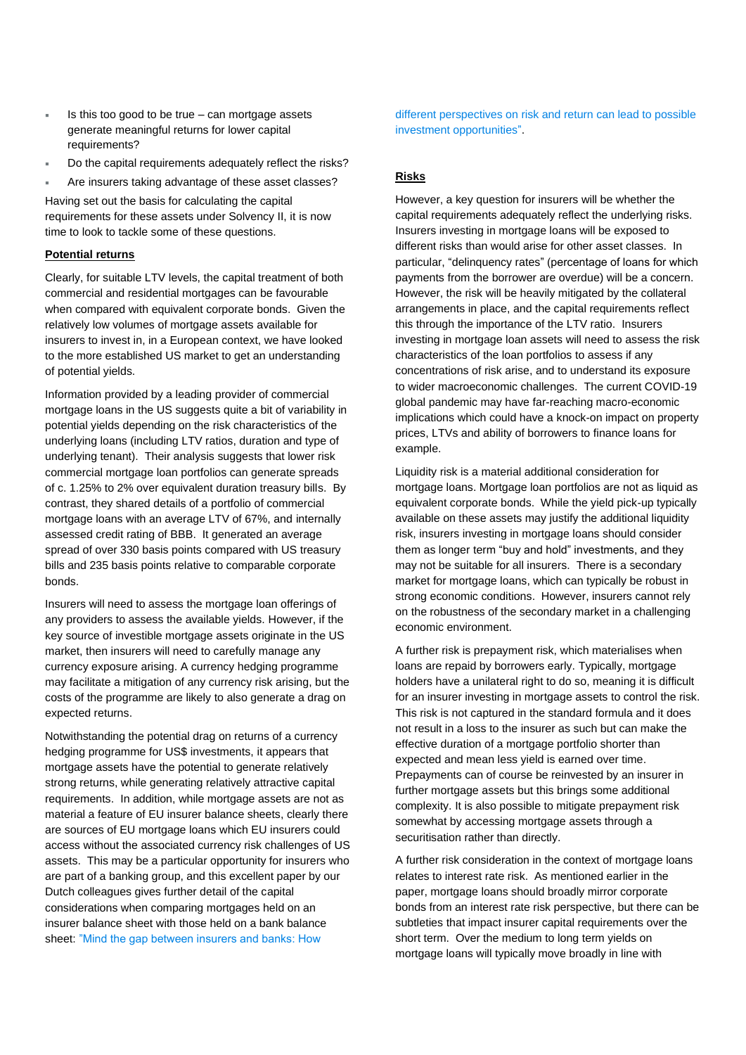- Is this too good to be true – can mortgage assets generate meaningful returns for lower capital requirements?
- Do the capital requirements adequately reflect the risks?
- Are insurers taking advantage of these asset classes?

Having set out the basis for calculating the capital requirements for these assets under Solvency II, it is now time to look to tackle some of these questions.

**Potential returns**

Clearly, for suitable LTV levels, the capital treatment of both commercial and residential mortgages can be favourable when compared with equivalent corporate bonds. Given the relatively low volumes of mortgage assets available for insurers to invest in, in a European context, we have looked to the more established US market to get an understanding of potential yields.

Information provided by a leading provider of commercial mortgage loans in the US suggests quite a bit of variability in potential yields depending on the risk characteristics of the underlying loans (including LTV ratios, duration and type of underlying tenant). Their analysis suggests that lower risk commercial mortgage loan portfolios can generate spreads of c. 1.25% to 2% over equivalent duration treasury bills. By contrast, they shared details of a portfolio of commercial mortgage loans with an average LTV of 67%, and internally assessed credit rating of BBB. It generated an average spread of over 330 basis points compared with US treasury bills and 235 basis points relative to comparable corporate bonds.

Insurers will need to assess the mortgage loan offerings of any providers to assess the available yields. However, if the key source of investible mortgage assets originate in the US market, then insurers will need to carefully manage any currency exposure arising. A currency hedging programme may facilitate a mitigation of any currency risk arising, but the costs of the programme are likely to also generate a drag on expected returns.

Notwithstanding the potential drag on returns of a currency hedging programme for US$ investments, it appears that mortgage assets have the potential to generate relatively strong returns, while generating relatively attractive capital requirements. In addition, while mortgage assets are not as material a feature of EU insurer balance sheets, clearly there are sources of EU mortgage loans which EU insurers could access without the associated currency risk challenges of US assets. This may be a particular opportunity for insurers who are part of a banking group, and this excellent paper by our Dutch colleagues gives further detail of the capital considerations when comparing mortgages held on an insurer balance sheet with those held on a bank balance sheet: "Mind the gap between insurers and banks: How different perspectives on risk and return can lead to possible investment opportunities".

**Risks**

However, a key question for insurers will be whether the capital requirements adequately reflect the underlying risks. Insurers investing in mortgage loans will be exposed to different risks than would arise for other asset classes. In particular, "delinquency rates" (percentage of loans for which payments from the borrower are overdue) will be a concern. However, the risk will be heavily mitigated by the collateral arrangements in place, and the capital requirements reflect this through the importance of the LTV ratio. Insurers investing in mortgage loan assets will need to assess the risk characteristics of the loan portfolios to assess if any concentrations of risk arise, and to understand its exposure to wider macroeconomic challenges. The current COVID-19 global pandemic may have far-reaching macro-economic implications which could have a knock-on impact on property prices, LTVs and ability of borrowers to finance loans for example.

Liquidity risk is a material additional consideration for mortgage loans. Mortgage loan portfolios are not as liquid as equivalent corporate bonds. While the yield pick-up typically available on these assets may justify the additional liquidity risk, insurers investing in mortgage loans should consider them as longer term "buy and hold" investments, and they may not be suitable for all insurers. There is a secondary market for mortgage loans, which can typically be robust in strong economic conditions. However, insurers cannot rely on the robustness of the secondary market in a challenging economic environment.

A further risk is prepayment risk, which materialises when loans are repaid by borrowers early. Typically, mortgage holders have a unilateral right to do so, meaning it is difficult for an insurer investing in mortgage assets to control the risk. This risk is not captured in the standard formula and it does not result in a loss to the insurer as such but can make the effective duration of a mortgage portfolio shorter than expected and mean less yield is earned over time. Prepayments can of course be reinvested by an insurer in further mortgage assets but this brings some additional complexity. It is also possible to mitigate prepayment risk somewhat by accessing mortgage assets through a securitisation rather than directly.

A further risk consideration in the context of mortgage loans relates to interest rate risk. As mentioned earlier in the paper, mortgage loans should broadly mirror corporate bonds from an interest rate risk perspective, but there can be subtleties that impact insurer capital requirements over the short term. Over the medium to long term yields on mortgage loans will typically move broadly in line with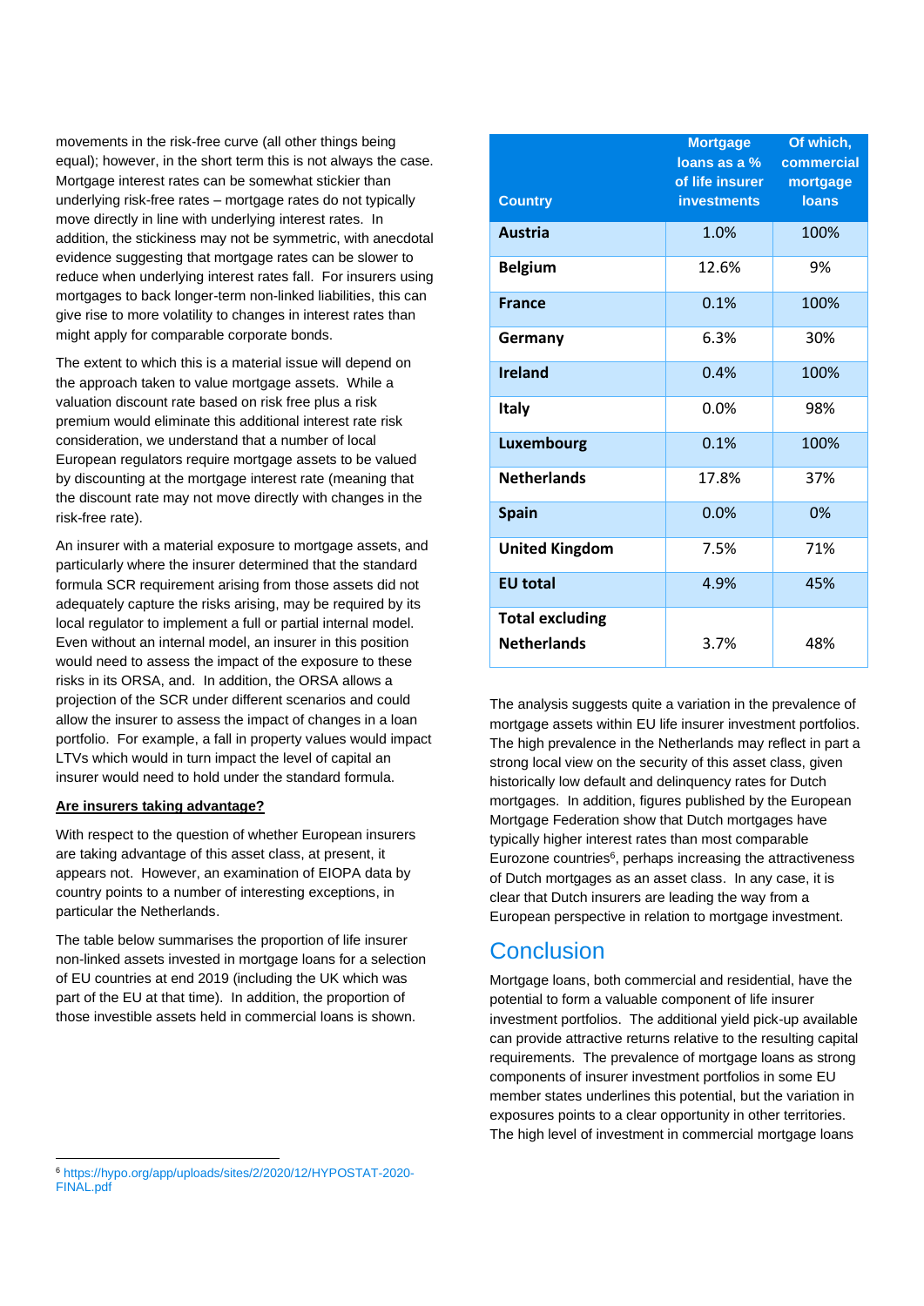movements in the risk-free curve (all other things being equal); however, in the short term this is not always the case. Mortgage interest rates can be somewhat stickier than underlying risk-free rates – mortgage rates do not typically move directly in line with underlying interest rates. In addition, the stickiness may not be symmetric, with anecdotal evidence suggesting that mortgage rates can be slower to reduce when underlying interest rates fall. For insurers using mortgages to back longer-term non-linked liabilities, this can give rise to more volatility to changes in interest rates than might apply for comparable corporate bonds.

The extent to which this is a material issue will depend on the approach taken to value mortgage assets. While a valuation discount rate based on risk free plus a risk premium would eliminate this additional interest rate risk consideration, we understand that a number of local European regulators require mortgage assets to be valued by discounting at the mortgage interest rate (meaning that the discount rate may not move directly with changes in the risk-free rate).

An insurer with a material exposure to mortgage assets, and particularly where the insurer determined that the standard formula SCR requirement arising from those assets did not adequately capture the risks arising, may be required by its local regulator to implement a full or partial internal model. Even without an internal model, an insurer in this position would need to assess the impact of the exposure to these risks in its ORSA, and. In addition, the ORSA allows a projection of the SCR under different scenarios and could allow the insurer to assess the impact of changes in a loan portfolio. For example, a fall in property values would impact LTVs which would in turn impact the level of capital an insurer would need to hold under the standard formula.

**Are insurers taking advantage?**

With respect to the question of whether European insurers are taking advantage of this asset class, at present, it appears not. However, an examination of EIOPA data by country points to a number of interesting exceptions, in particular the Netherlands.

The table below summarises the proportion of life insurer non-linked assets invested in mortgage loans for a selection of EU countries at end 2019 (including the UK which was part of the EU at that time). In addition, the proportion of those investible assets held in commercial loans is shown.

| Country | Mortgage loans as a % of life insurer investments | Of which, commercial mortgage loans |
|---|---|---|
| **Austria** | 1.0% | 100% |
| **Belgium** | 12.6% | 9% |
| **France** | 0.1% | 100% |
| **Germany** | 6.3% | 30% |
| **Ireland** | 0.4% | 100% |
| **Italy** | 0.0% | 98% |
| **Luxembourg** | 0.1% | 100% |
| **Netherlands** | 17.8% | 37% |
| **Spain** | 0.0% | 0% |
| **United Kingdom** | 7.5% | 71% |
| **EU total** | 4.9% | 45% |
| **Total excluding Netherlands** | 3.7% | 48% |

The analysis suggests quite a variation in the prevalence of mortgage assets within EU life insurer investment portfolios. The high prevalence in the Netherlands may reflect in part a strong local view on the security of this asset class, given historically low default and delinquency rates for Dutch mortgages. In addition, figures published by the European Mortgage Federation show that Dutch mortgages have typically higher interest rates than most comparable Eurozone countries[6], perhaps increasing the attractiveness of Dutch mortgages as an asset class. In any case, it is clear that Dutch insurers are leading the way from a European perspective in relation to mortgage investment.

## Conclusion

Mortgage loans, both commercial and residential, have the potential to form a valuable component of life insurer investment portfolios. The additional yield pick-up available can provide attractive returns relative to the resulting capital requirements. The prevalence of mortgage loans as strong components of insurer investment portfolios in some EU member states underlines this potential, but the variation in exposures points to a clear opportunity in other territories. The high level of investment in commercial mortgage loans

[6] https://hypo.org/app/uploads/sites/2/2020/12/HYPOSTAT-2020-FINAL.pdf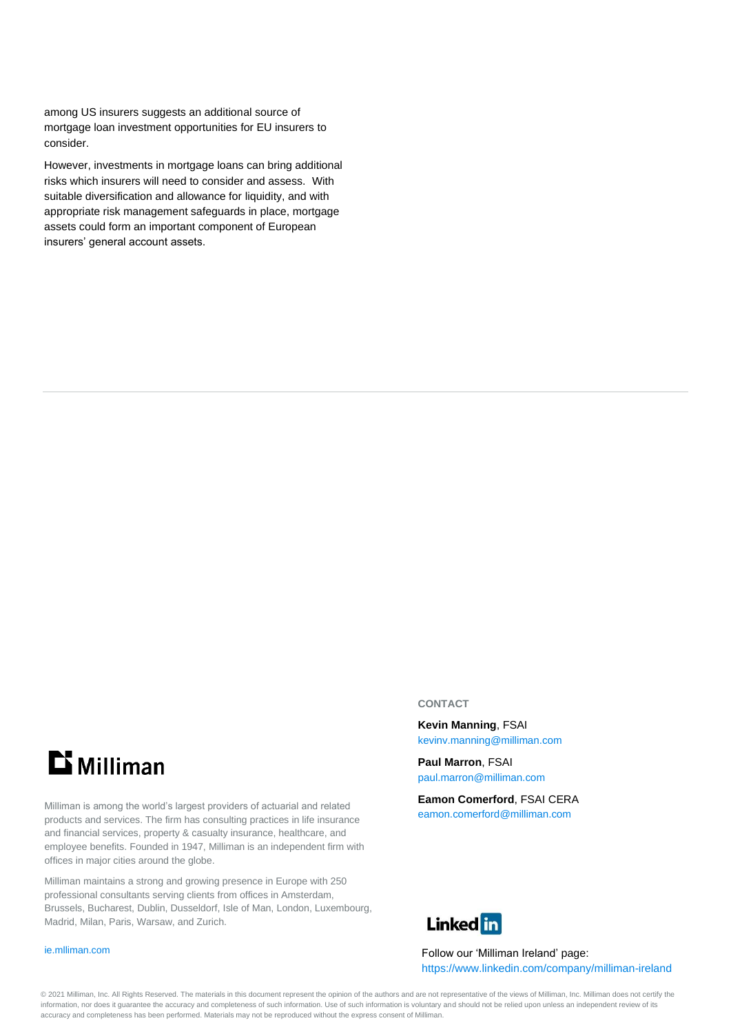among US insurers suggests an additional source of mortgage loan investment opportunities for EU insurers to consider.

However, investments in mortgage loans can bring additional risks which insurers will need to consider and assess. With suitable diversification and allowance for liquidity, and with appropriate risk management safeguards in place, mortgage assets could form an important component of European insurers' general account assets.

---

Milliman

Milliman is among the world's largest providers of actuarial and related products and services. The firm has consulting practices in life insurance and financial services, property & casualty insurance, healthcare, and employee benefits. Founded in 1947, Milliman is an independent firm with offices in major cities around the globe.

Milliman maintains a strong and growing presence in Europe with 250 professional consultants serving clients from offices in Amsterdam, Brussels, Bucharest, Dublin, Dusseldorf, Isle of Man, London, Luxembourg, Madrid, Milan, Paris, Warsaw, and Zurich.

ie.mlliman.com

**CONTACT**

**Kevin Manning**, FSAI
kevinv.manning@milliman.com

**Paul Marron**, FSAI
paul.marron@milliman.com

**Eamon Comerford**, FSAI CERA
eamon.comerford@milliman.com

LinkedIn

Follow our 'Milliman Ireland' page:
https://www.linkedin.com/company/milliman-ireland

© 2021 Milliman, Inc. All Rights Reserved. The materials in this document represent the opinion of the authors and are not representative of the views of Milliman, Inc. Milliman does not certify the information, nor does it guarantee the accuracy and completeness of such information. Use of such information is voluntary and should not be relied upon unless an independent review of its accuracy and completeness has been performed. Materials may not be reproduced without the express consent of Milliman.